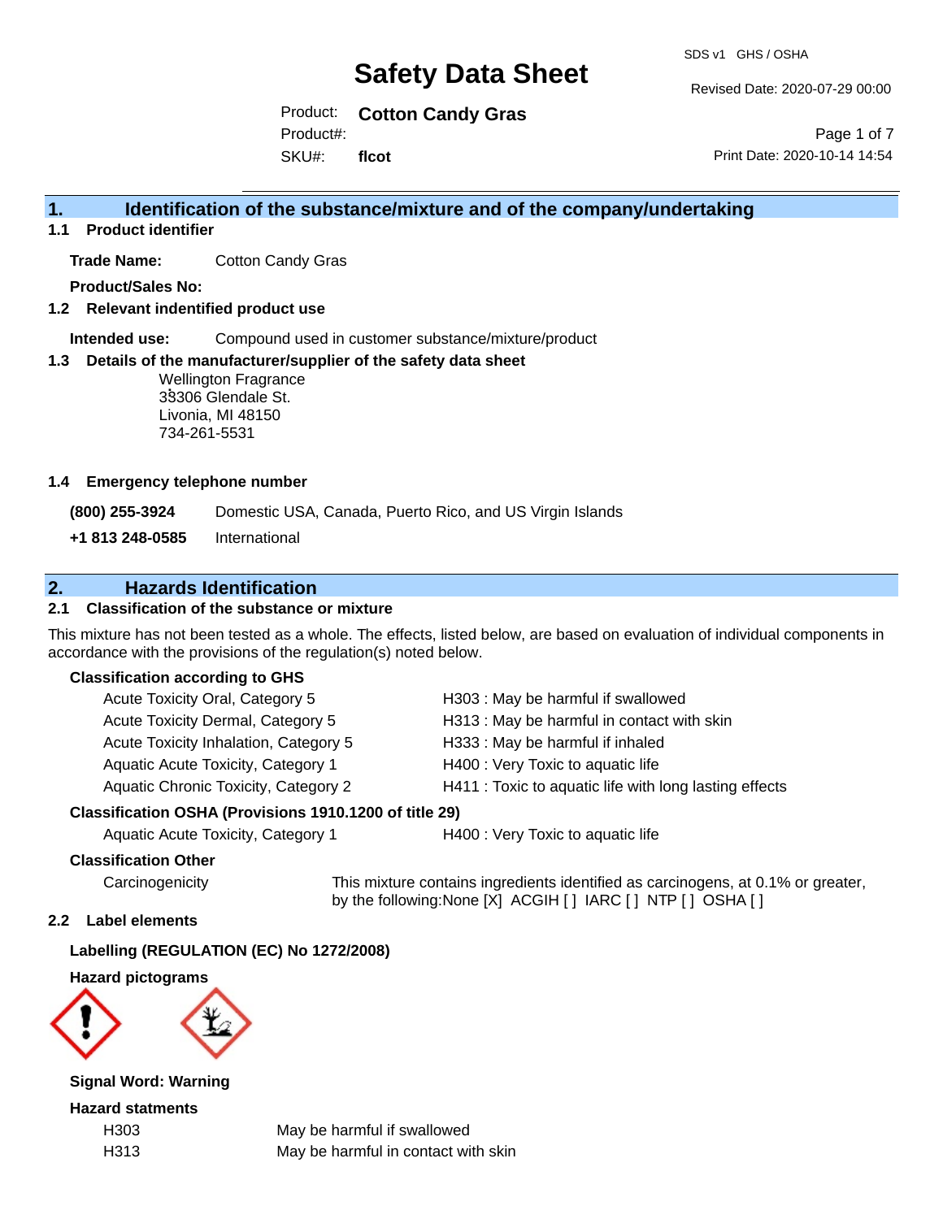# Safety Data Sheet

SDS v1 GHS / OSHA

Revised Date: 2020-07-29 00:00

Product: **Cotton Candy Gras**
Product#:
SKU#: **flcot**

Print Date: 2020-10-14 14:54

## 1. Identification of the substance/mixture and of the company/undertaking

### 1.1 Product identifier

**Trade Name:** Cotton Candy Gras

**Product/Sales No:**

### 1.2 Relevant indentified product use

**Intended use:** Compound used in customer substance/mixture/product

### 1.3 Details of the manufacturer/supplier of the safety data sheet

Wellington Fragrance
33306 Glendale St.
Livonia, MI 48150
734-261-5531

### 1.4 Emergency telephone number

**(800) 255-3924** Domestic USA, Canada, Puerto Rico, and US Virgin Islands

**+1 813 248-0585** International

## 2. Hazards Identification

### 2.1 Classification of the substance or mixture

This mixture has not been tested as a whole. The effects, listed below, are based on evaluation of individual components in accordance with the provisions of the regulation(s) noted below.

**Classification according to GHS**

| | |
|---|---|
| Acute Toxicity Oral, Category 5 | H303 : May be harmful if swallowed |
| Acute Toxicity Dermal, Category 5 | H313 : May be harmful in contact with skin |
| Acute Toxicity Inhalation, Category 5 | H333 : May be harmful if inhaled |
| Aquatic Acute Toxicity, Category 1 | H400 : Very Toxic to aquatic life |
| Aquatic Chronic Toxicity, Category 2 | H411 : Toxic to aquatic life with long lasting effects |

**Classification OSHA (Provisions 1910.1200 of title 29)**

| | |
|---|---|
| Aquatic Acute Toxicity, Category 1 | H400 : Very Toxic to aquatic life |

**Classification Other**

Carcinogenicity — This mixture contains ingredients identified as carcinogens, at 0.1% or greater, by the following:None [X] ACGIH [ ] IARC [ ] NTP [ ] OSHA [ ]

### 2.2 Label elements

**Labelling (REGULATION (EC) No 1272/2008)**

**Hazard pictograms**

**Signal Word: Warning**

**Hazard statments**

| | |
|---|---|
| H303 | May be harmful if swallowed |
| H313 | May be harmful in contact with skin |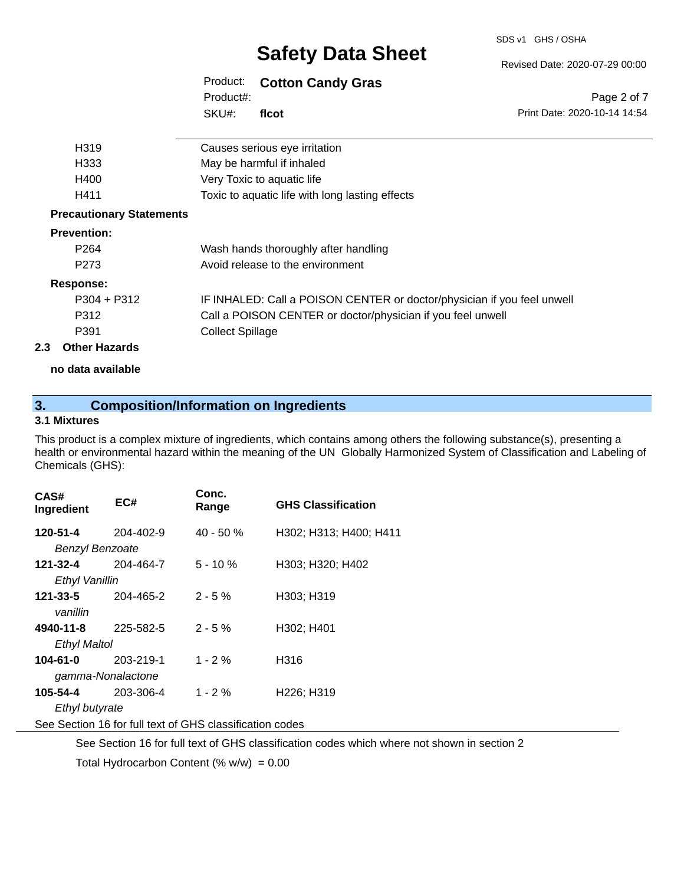| | |
|---|---|
| H319 | Causes serious eye irritation |
| H333 | May be harmful if inhaled |
| H400 | Very Toxic to aquatic life |
| H411 | Toxic to aquatic life with long lasting effects |

**Precautionary Statements**

**Prevention:**

| | |
|---|---|
| P264 | Wash hands thoroughly after handling |
| P273 | Avoid release to the environment |

**Response:**

| | |
|---|---|
| P304 + P312 | IF INHALED: Call a POISON CENTER or doctor/physician if you feel unwell |
| P312 | Call a POISON CENTER or doctor/physician if you feel unwell |
| P391 | Collect Spillage |

### 2.3 Other Hazards

**no data available**

## 3. Composition/Information on Ingredients

### 3.1 Mixtures

This product is a complex mixture of ingredients, which contains among others the following substance(s), presenting a health or environmental hazard within the meaning of the UN Globally Harmonized System of Classification and Labeling of Chemicals (GHS):

| CAS# Ingredient | EC# | Conc. Range | GHS Classification |
|---|---|---|---|
| **120-51-4** *Benzyl Benzoate* | 204-402-9 | 40 - 50 % | H302; H313; H400; H411 |
| **121-32-4** *Ethyl Vanillin* | 204-464-7 | 5 - 10 % | H303; H320; H402 |
| **121-33-5** *vanillin* | 204-465-2 | 2 - 5 % | H303; H319 |
| **4940-11-8** *Ethyl Maltol* | 225-582-5 | 2 - 5 % | H302; H401 |
| **104-61-0** *gamma-Nonalactone* | 203-219-1 | 1 - 2 % | H316 |
| **105-54-4** *Ethyl butyrate* | 203-306-4 | 1 - 2 % | H226; H319 |

See Section 16 for full text of GHS classification codes

See Section 16 for full text of GHS classification codes which where not shown in section 2

Total Hydrocarbon Content (% w/w) = 0.00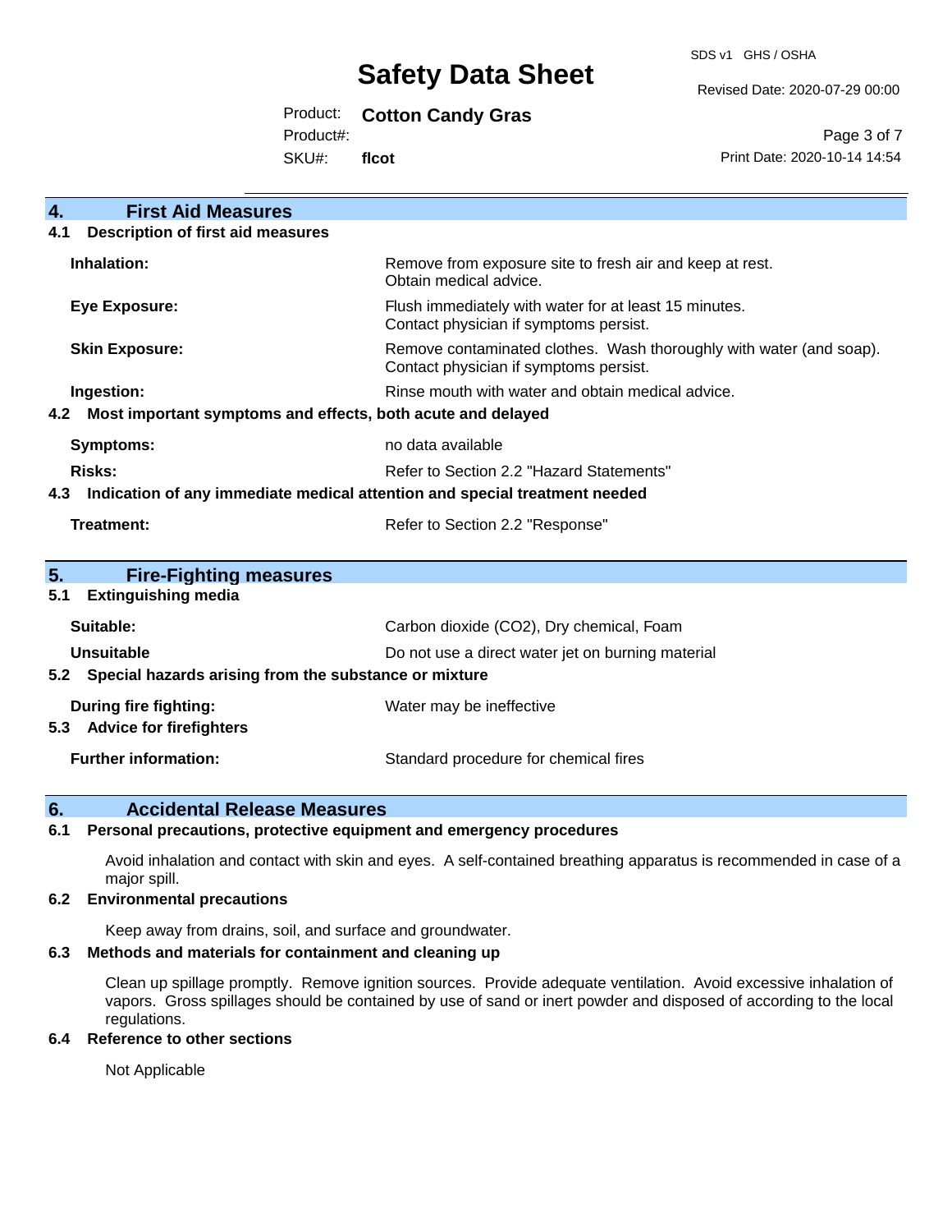## 4. First Aid Measures

### 4.1 Description of first aid measures

| | |
|---|---|
| **Inhalation:** | Remove from exposure site to fresh air and keep at rest. Obtain medical advice. |
| **Eye Exposure:** | Flush immediately with water for at least 15 minutes. Contact physician if symptoms persist. |
| **Skin Exposure:** | Remove contaminated clothes. Wash thoroughly with water (and soap). Contact physician if symptoms persist. |
| **Ingestion:** | Rinse mouth with water and obtain medical advice. |

### 4.2 Most important symptoms and effects, both acute and delayed

| | |
|---|---|
| **Symptoms:** | no data available |
| **Risks:** | Refer to Section 2.2 "Hazard Statements" |

### 4.3 Indication of any immediate medical attention and special treatment needed

| | |
|---|---|
| **Treatment:** | Refer to Section 2.2 "Response" |

## 5. Fire-Fighting measures

### 5.1 Extinguishing media

| | |
|---|---|
| **Suitable:** | Carbon dioxide ($CO_2$), Dry chemical, Foam |
| **Unsuitable** | Do not use a direct water jet on burning material |

### 5.2 Special hazards arising from the substance or mixture

| | |
|---|---|
| **During fire fighting:** | Water may be ineffective |

### 5.3 Advice for firefighters

| | |
|---|---|
| **Further information:** | Standard procedure for chemical fires |

## 6. Accidental Release Measures

### 6.1 Personal precautions, protective equipment and emergency procedures

Avoid inhalation and contact with skin and eyes. A self-contained breathing apparatus is recommended in case of a major spill.

### 6.2 Environmental precautions

Keep away from drains, soil, and surface and groundwater.

### 6.3 Methods and materials for containment and cleaning up

Clean up spillage promptly. Remove ignition sources. Provide adequate ventilation. Avoid excessive inhalation of vapors. Gross spillages should be contained by use of sand or inert powder and disposed of according to the local regulations.

### 6.4 Reference to other sections

Not Applicable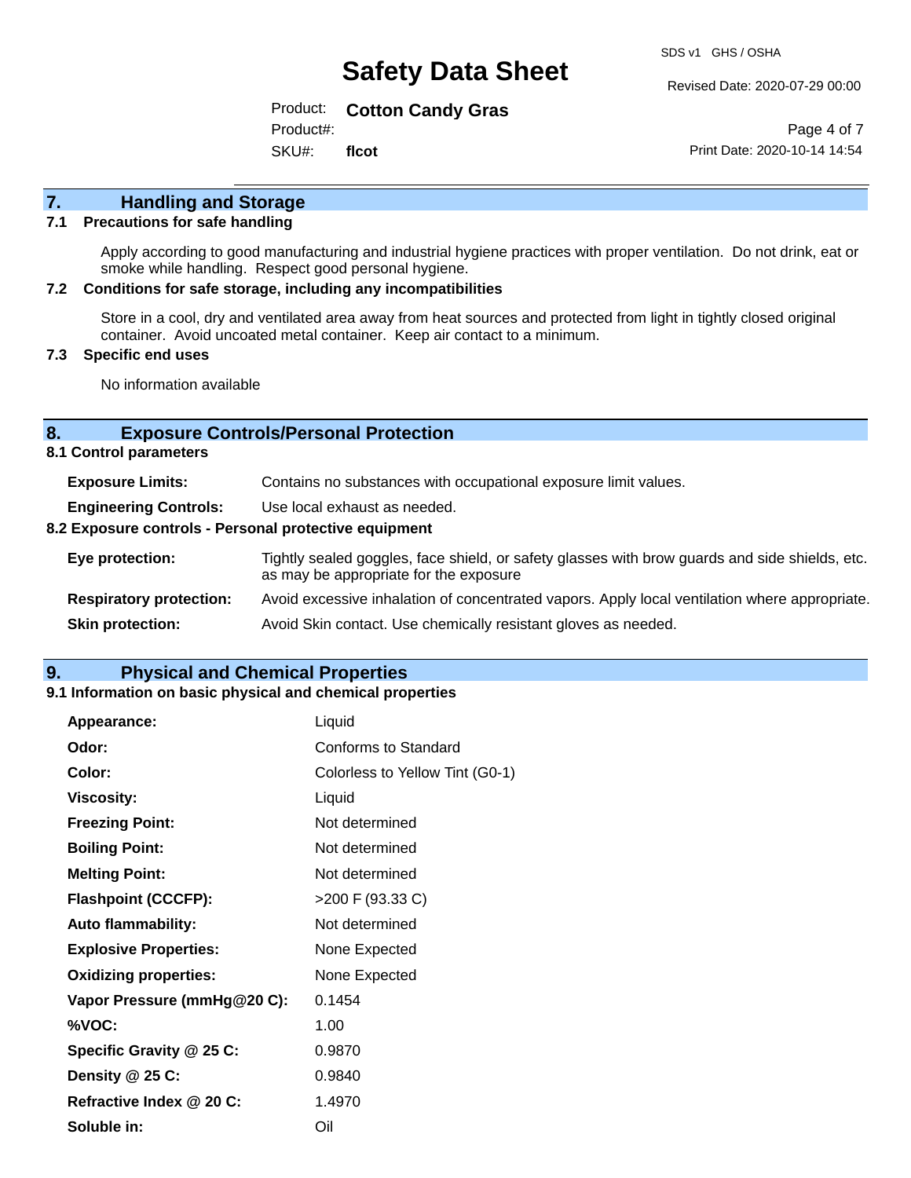## 7. Handling and Storage

### 7.1 Precautions for safe handling

Apply according to good manufacturing and industrial hygiene practices with proper ventilation. Do not drink, eat or smoke while handling. Respect good personal hygiene.

### 7.2 Conditions for safe storage, including any incompatibilities

Store in a cool, dry and ventilated area away from heat sources and protected from light in tightly closed original container. Avoid uncoated metal container. Keep air contact to a minimum.

### 7.3 Specific end uses

No information available

## 8. Exposure Controls/Personal Protection

### 8.1 Control parameters

| | |
|---|---|
| **Exposure Limits:** | Contains no substances with occupational exposure limit values. |
| **Engineering Controls:** | Use local exhaust as needed. |

### 8.2 Exposure controls - Personal protective equipment

| | |
|---|---|
| **Eye protection:** | Tightly sealed goggles, face shield, or safety glasses with brow guards and side shields, etc. as may be appropriate for the exposure |
| **Respiratory protection:** | Avoid excessive inhalation of concentrated vapors. Apply local ventilation where appropriate. |
| **Skin protection:** | Avoid Skin contact. Use chemically resistant gloves as needed. |

## 9. Physical and Chemical Properties

### 9.1 Information on basic physical and chemical properties

| | |
|---|---|
| **Appearance:** | Liquid |
| **Odor:** | Conforms to Standard |
| **Color:** | Colorless to Yellow Tint (G0-1) |
| **Viscosity:** | Liquid |
| **Freezing Point:** | Not determined |
| **Boiling Point:** | Not determined |
| **Melting Point:** | Not determined |
| **Flashpoint (CCCFP):** | >200 F (93.33 C) |
| **Auto flammability:** | Not determined |
| **Explosive Properties:** | None Expected |
| **Oxidizing properties:** | None Expected |
| **Vapor Pressure (mmHg@20 C):** | 0.1454 |
| **%VOC:** | 1.00 |
| **Specific Gravity @ 25 C:** | 0.9870 |
| **Density @ 25 C:** | 0.9840 |
| **Refractive Index @ 20 C:** | 1.4970 |
| **Soluble in:** | Oil |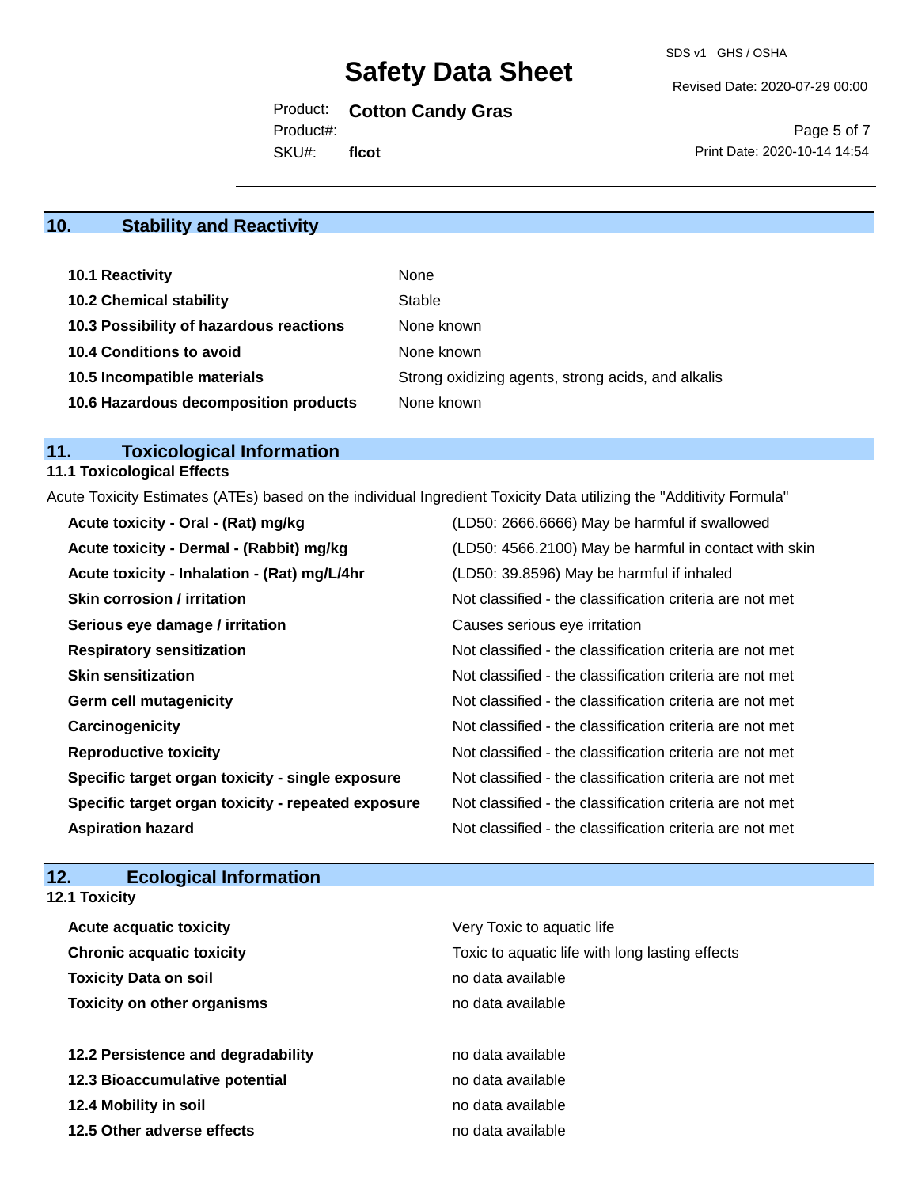## 10. Stability and Reactivity

| | |
|---|---|
| **10.1 Reactivity** | None |
| **10.2 Chemical stability** | Stable |
| **10.3 Possibility of hazardous reactions** | None known |
| **10.4 Conditions to avoid** | None known |
| **10.5 Incompatible materials** | Strong oxidizing agents, strong acids, and alkalis |
| **10.6 Hazardous decomposition products** | None known |

## 11. Toxicological Information

### 11.1 Toxicological Effects

Acute Toxicity Estimates (ATEs) based on the individual Ingredient Toxicity Data utilizing the "Additivity Formula"

| | |
|---|---|
| **Acute toxicity - Oral - (Rat) mg/kg** | (LD50: 2666.6666) May be harmful if swallowed |
| **Acute toxicity - Dermal - (Rabbit) mg/kg** | (LD50: 4566.2100) May be harmful in contact with skin |
| **Acute toxicity - Inhalation - (Rat) mg/L/4hr** | (LD50: 39.8596) May be harmful if inhaled |
| **Skin corrosion / irritation** | Not classified - the classification criteria are not met |
| **Serious eye damage / irritation** | Causes serious eye irritation |
| **Respiratory sensitization** | Not classified - the classification criteria are not met |
| **Skin sensitization** | Not classified - the classification criteria are not met |
| **Germ cell mutagenicity** | Not classified - the classification criteria are not met |
| **Carcinogenicity** | Not classified - the classification criteria are not met |
| **Reproductive toxicity** | Not classified - the classification criteria are not met |
| **Specific target organ toxicity - single exposure** | Not classified - the classification criteria are not met |
| **Specific target organ toxicity - repeated exposure** | Not classified - the classification criteria are not met |
| **Aspiration hazard** | Not classified - the classification criteria are not met |

## 12. Ecological Information

### 12.1 Toxicity

| | |
|---|---|
| **Acute acquatic toxicity** | Very Toxic to aquatic life |
| **Chronic acquatic toxicity** | Toxic to aquatic life with long lasting effects |
| **Toxicity Data on soil** | no data available |
| **Toxicity on other organisms** | no data available |

| | |
|---|---|
| **12.2 Persistence and degradability** | no data available |
| **12.3 Bioaccumulative potential** | no data available |
| **12.4 Mobility in soil** | no data available |
| **12.5 Other adverse effects** | no data available |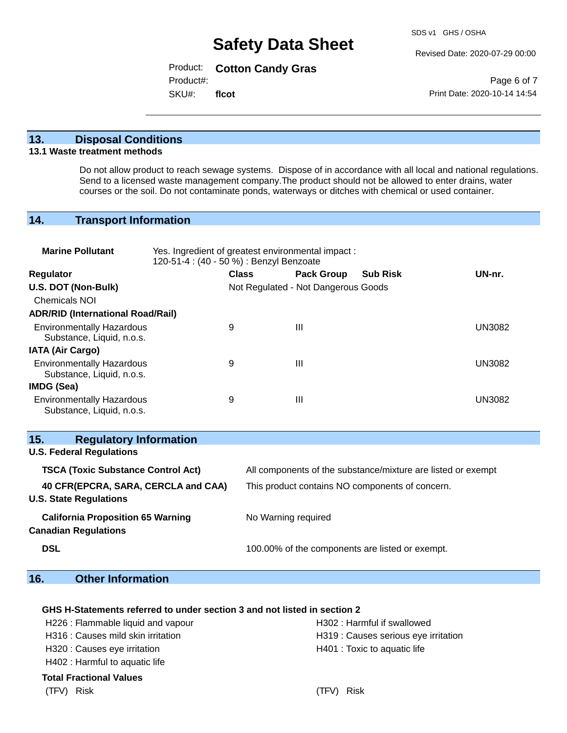## 13. Disposal Conditions

### 13.1 Waste treatment methods

Do not allow product to reach sewage systems. Dispose of in accordance with all local and national regulations. Send to a licensed waste management company.The product should not be allowed to enter drains, water courses or the soil. Do not contaminate ponds, waterways or ditches with chemical or used container.

## 14. Transport Information

**Marine Pollutant** Yes. Ingredient of greatest environmental impact : 120-51-4 : (40 - 50 %) : Benzyl Benzoate

| Regulator | Class | Pack Group | Sub Risk | UN-nr. |
|---|---|---|---|---|
| **U.S. DOT (Non-Bulk)** | Not Regulated - Not Dangerous Goods | | | |
| Chemicals NOI | | | | |
| **ADR/RID (International Road/Rail)** | | | | |
| Environmentally Hazardous Substance, Liquid, n.o.s. | 9 | III | | UN3082 |
| **IATA (Air Cargo)** | | | | |
| Environmentally Hazardous Substance, Liquid, n.o.s. | 9 | III | | UN3082 |
| **IMDG (Sea)** | | | | |
| Environmentally Hazardous Substance, Liquid, n.o.s. | 9 | III | | UN3082 |

## 15. Regulatory Information

**U.S. Federal Regulations**

| | |
|---|---|
| **TSCA (Toxic Substance Control Act)** | All components of the substance/mixture are listed or exempt |
| **40 CFR(EPCRA, SARA, CERCLA and CAA)** | This product contains NO components of concern. |

**U.S. State Regulations**

| | |
|---|---|
| **California Proposition 65 Warning** | No Warning required |

**Canadian Regulations**

| | |
|---|---|
| **DSL** | 100.00% of the components are listed or exempt. |

## 16. Other Information

**GHS H-Statements referred to under section 3 and not listed in section 2**

H226 : Flammable liquid and vapour
H302 : Harmful if swallowed
H316 : Causes mild skin irritation
H319 : Causes serious eye irritation
H320 : Causes eye irritation
H401 : Toxic to aquatic life
H402 : Harmful to aquatic life

**Total Fractional Values**

| (TFV) Risk | (TFV) Risk |
|---|---|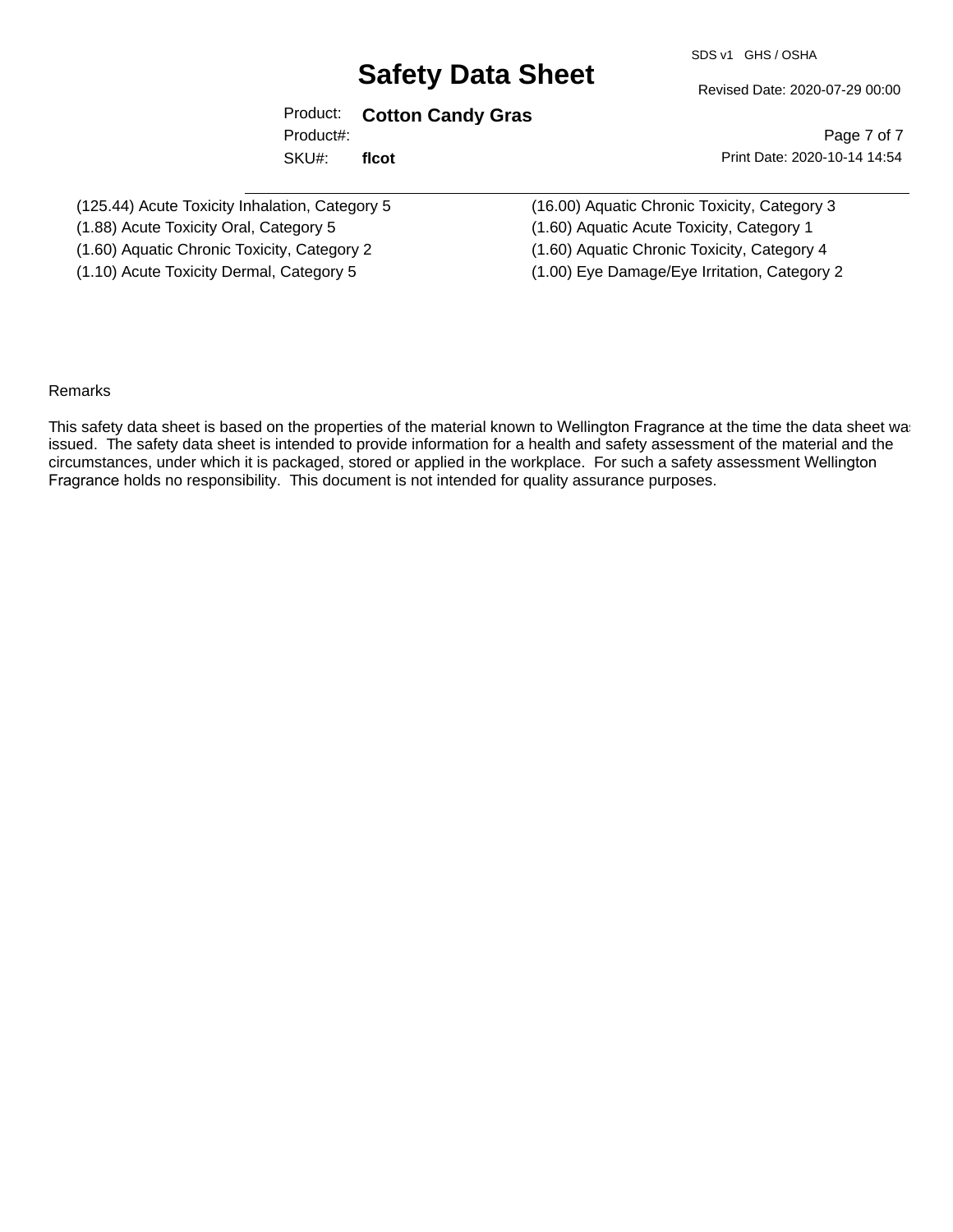(125.44) Acute Toxicity Inhalation, Category 5
(1.88) Acute Toxicity Oral, Category 5
(1.60) Aquatic Chronic Toxicity, Category 2
(1.10) Acute Toxicity Dermal, Category 5
(16.00) Aquatic Chronic Toxicity, Category 3
(1.60) Aquatic Acute Toxicity, Category 1
(1.60) Aquatic Chronic Toxicity, Category 4
(1.00) Eye Damage/Eye Irritation, Category 2

Remarks

This safety data sheet is based on the properties of the material known to Wellington Fragrance at the time the data sheet was issued. The safety data sheet is intended to provide information for a health and safety assessment of the material and the circumstances, under which it is packaged, stored or applied in the workplace. For such a safety assessment Wellington Fragrance holds no responsibility. This document is not intended for quality assurance purposes.